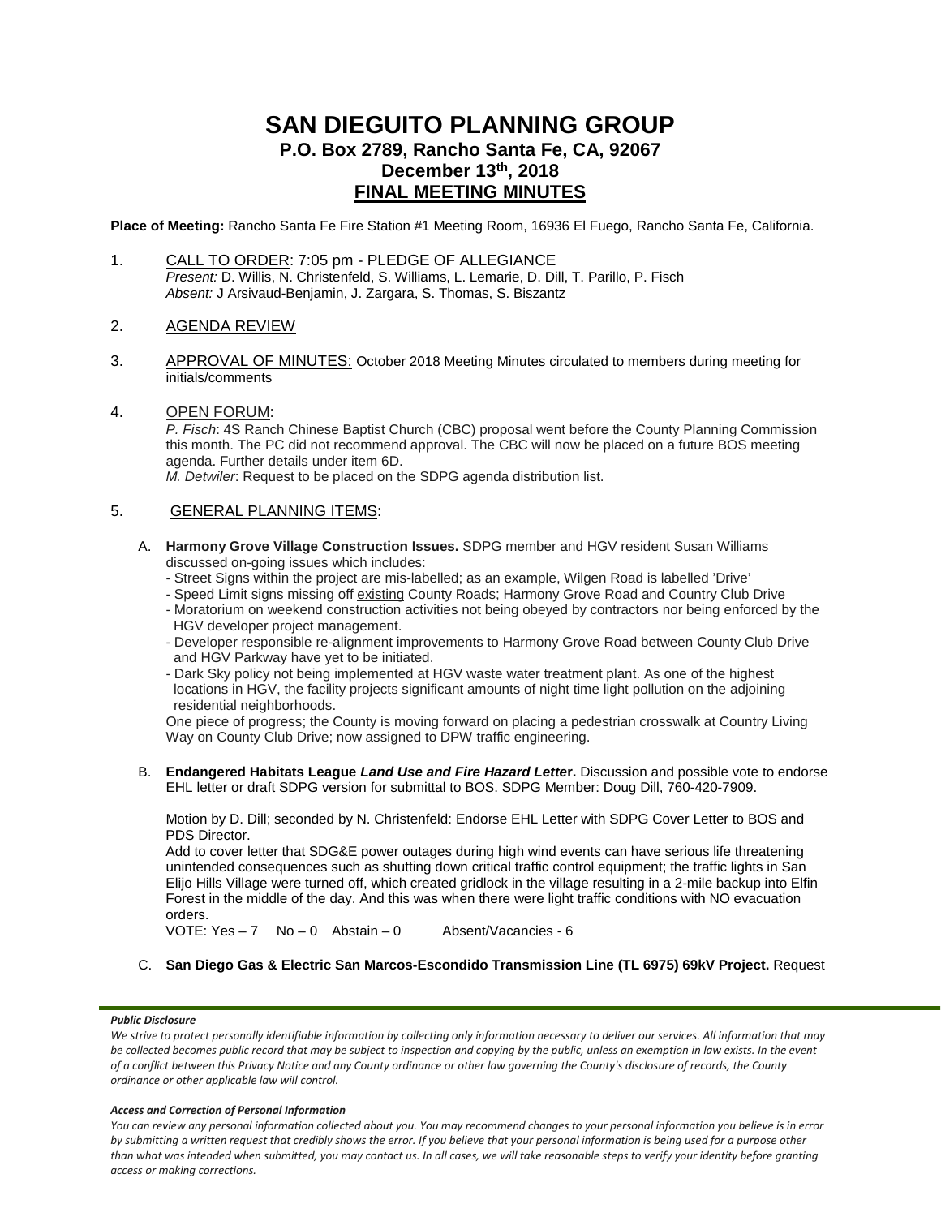# SAN DIEGUITO PLANNING GROUP

## P.O. Box 2789, Rancho Santa Fe, CA, 92067

## December 13th, 2018

## FINAL MEETING MINUTES

**Place of Meeting:** Rancho Santa Fe Fire Station #1 Meeting Room, 16936 El Fuego, Rancho Santa Fe, California.

1. CALL TO ORDER: 7:05 pm - PLEDGE OF ALLEGIANCE
   *Present:* D. Willis, N. Christenfeld, S. Williams, L. Lemarie, D. Dill, T. Parillo, P. Fisch
   *Absent:* J Arsivaud-Benjamin, J. Zargara, S. Thomas, S. Biszantz

2. AGENDA REVIEW

3. APPROVAL OF MINUTES: October 2018 Meeting Minutes circulated to members during meeting for initials/comments

4. OPEN FORUM:
   *P. Fisch*: 4S Ranch Chinese Baptist Church (CBC) proposal went before the County Planning Commission this month. The PC did not recommend approval. The CBC will now be placed on a future BOS meeting agenda. Further details under item 6D.
   *M. Detwiler*: Request to be placed on the SDPG agenda distribution list.

5. GENERAL PLANNING ITEMS:

   A. **Harmony Grove Village Construction Issues.** SDPG member and HGV resident Susan Williams discussed on-going issues which includes:
      - Street Signs within the project are mis-labelled; as an example, Wilgen Road is labelled 'Drive'
      - Speed Limit signs missing off existing County Roads; Harmony Grove Road and Country Club Drive
      - Moratorium on weekend construction activities not being obeyed by contractors nor being enforced by the HGV developer project management.
      - Developer responsible re-alignment improvements to Harmony Grove Road between County Club Drive and HGV Parkway have yet to be initiated.
      - Dark Sky policy not being implemented at HGV waste water treatment plant. As one of the highest locations in HGV, the facility projects significant amounts of night time light pollution on the adjoining residential neighborhoods.

      One piece of progress; the County is moving forward on placing a pedestrian crosswalk at Country Living Way on County Club Drive; now assigned to DPW traffic engineering.

   B. **Endangered Habitats League *Land Use and Fire Hazard Letter*.** Discussion and possible vote to endorse EHL letter or draft SDPG version for submittal to BOS. SDPG Member: Doug Dill, 760-420-7909.

      Motion by D. Dill; seconded by N. Christenfeld: Endorse EHL Letter with SDPG Cover Letter to BOS and PDS Director.
      Add to cover letter that SDG&E power outages during high wind events can have serious life threatening unintended consequences such as shutting down critical traffic control equipment; the traffic lights in San Elijo Hills Village were turned off, which created gridlock in the village resulting in a 2-mile backup into Elfin Forest in the middle of the day. And this was when there were light traffic conditions with NO evacuation orders.
      VOTE: Yes – 7 No – 0 Abstain – 0 Absent/Vacancies - 6

   C. **San Diego Gas & Electric San Marcos-Escondido Transmission Line (TL 6975) 69kV Project.** Request

***Public Disclosure***

*We strive to protect personally identifiable information by collecting only information necessary to deliver our services. All information that may be collected becomes public record that may be subject to inspection and copying by the public, unless an exemption in law exists. In the event of a conflict between this Privacy Notice and any County ordinance or other law governing the County's disclosure of records, the County ordinance or other applicable law will control.*

***Access and Correction of Personal Information***

*You can review any personal information collected about you. You may recommend changes to your personal information you believe is in error by submitting a written request that credibly shows the error. If you believe that your personal information is being used for a purpose other than what was intended when submitted, you may contact us. In all cases, we will take reasonable steps to verify your identity before granting access or making corrections.*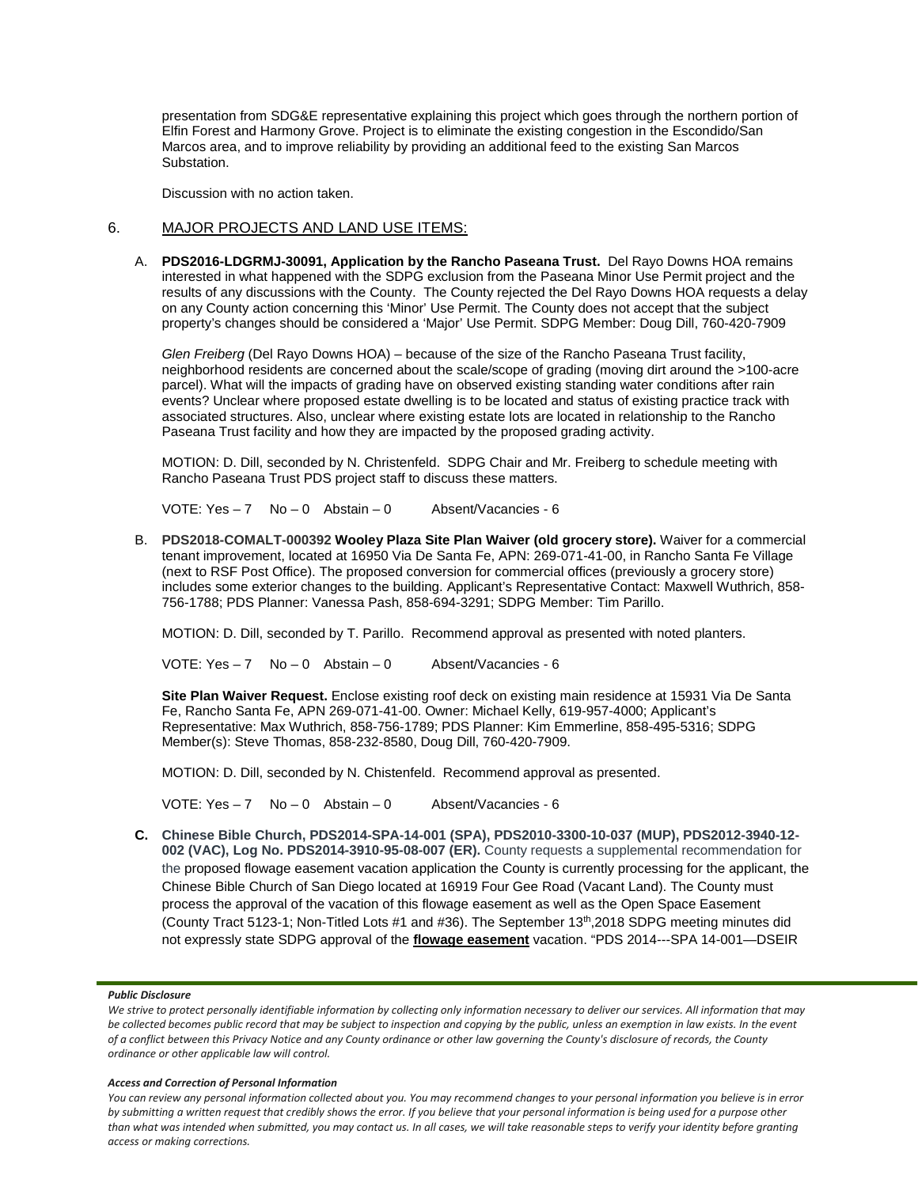presentation from SDG&E representative explaining this project which goes through the northern portion of Elfin Forest and Harmony Grove. Project is to eliminate the existing congestion in the Escondido/San Marcos area, and to improve reliability by providing an additional feed to the existing San Marcos Substation.

Discussion with no action taken.

6. MAJOR PROJECTS AND LAND USE ITEMS:

A. **PDS2016-LDGRMJ-30091, Application by the Rancho Paseana Trust.** Del Rayo Downs HOA remains interested in what happened with the SDPG exclusion from the Paseana Minor Use Permit project and the results of any discussions with the County. The County rejected the Del Rayo Downs HOA requests a delay on any County action concerning this 'Minor' Use Permit. The County does not accept that the subject property's changes should be considered a 'Major' Use Permit. SDPG Member: Doug Dill, 760-420-7909

*Glen Freiberg* (Del Rayo Downs HOA) – because of the size of the Rancho Paseana Trust facility, neighborhood residents are concerned about the scale/scope of grading (moving dirt around the >100-acre parcel). What will the impacts of grading have on observed existing standing water conditions after rain events? Unclear where proposed estate dwelling is to be located and status of existing practice track with associated structures. Also, unclear where existing estate lots are located in relationship to the Rancho Paseana Trust facility and how they are impacted by the proposed grading activity.

MOTION: D. Dill, seconded by N. Christenfeld. SDPG Chair and Mr. Freiberg to schedule meeting with Rancho Paseana Trust PDS project staff to discuss these matters.

VOTE: Yes – 7 No – 0 Abstain – 0 Absent/Vacancies - 6

B. **PDS2018-COMALT-000392 Wooley Plaza Site Plan Waiver (old grocery store).** Waiver for a commercial tenant improvement, located at 16950 Via De Santa Fe, APN: 269-071-41-00, in Rancho Santa Fe Village (next to RSF Post Office). The proposed conversion for commercial offices (previously a grocery store) includes some exterior changes to the building. Applicant's Representative Contact: Maxwell Wuthrich, 858-756-1788; PDS Planner: Vanessa Pash, 858-694-3291; SDPG Member: Tim Parillo.

MOTION: D. Dill, seconded by T. Parillo. Recommend approval as presented with noted planters.

VOTE: Yes – 7 No – 0 Abstain – 0 Absent/Vacancies - 6

**Site Plan Waiver Request.** Enclose existing roof deck on existing main residence at 15931 Via De Santa Fe, Rancho Santa Fe, APN 269-071-41-00. Owner: Michael Kelly, 619-957-4000; Applicant's Representative: Max Wuthrich, 858-756-1789; PDS Planner: Kim Emmerline, 858-495-5316; SDPG Member(s): Steve Thomas, 858-232-8580, Doug Dill, 760-420-7909.

MOTION: D. Dill, seconded by N. Chistenfeld. Recommend approval as presented.

VOTE: Yes – 7 No – 0 Abstain – 0 Absent/Vacancies - 6

C. **Chinese Bible Church, PDS2014-SPA-14-001 (SPA), PDS2010-3300-10-037 (MUP), PDS2012-3940-12-002 (VAC), Log No. PDS2014-3910-95-08-007 (ER).** County requests a supplemental recommendation for the proposed flowage easement vacation application the County is currently processing for the applicant, the Chinese Bible Church of San Diego located at 16919 Four Gee Road (Vacant Land). The County must process the approval of the vacation of this flowage easement as well as the Open Space Easement (County Tract 5123-1; Non-Titled Lots #1 and #36). The September 13th,2018 SDPG meeting minutes did not expressly state SDPG approval of the **flowage easement** vacation. "PDS 2014---SPA 14-001—DSEIR

***Public Disclosure***

*We strive to protect personally identifiable information by collecting only information necessary to deliver our services. All information that may be collected becomes public record that may be subject to inspection and copying by the public, unless an exemption in law exists. In the event of a conflict between this Privacy Notice and any County ordinance or other law governing the County's disclosure of records, the County ordinance or other applicable law will control.*

***Access and Correction of Personal Information***

*You can review any personal information collected about you. You may recommend changes to your personal information you believe is in error by submitting a written request that credibly shows the error. If you believe that your personal information is being used for a purpose other than what was intended when submitted, you may contact us. In all cases, we will take reasonable steps to verify your identity before granting access or making corrections.*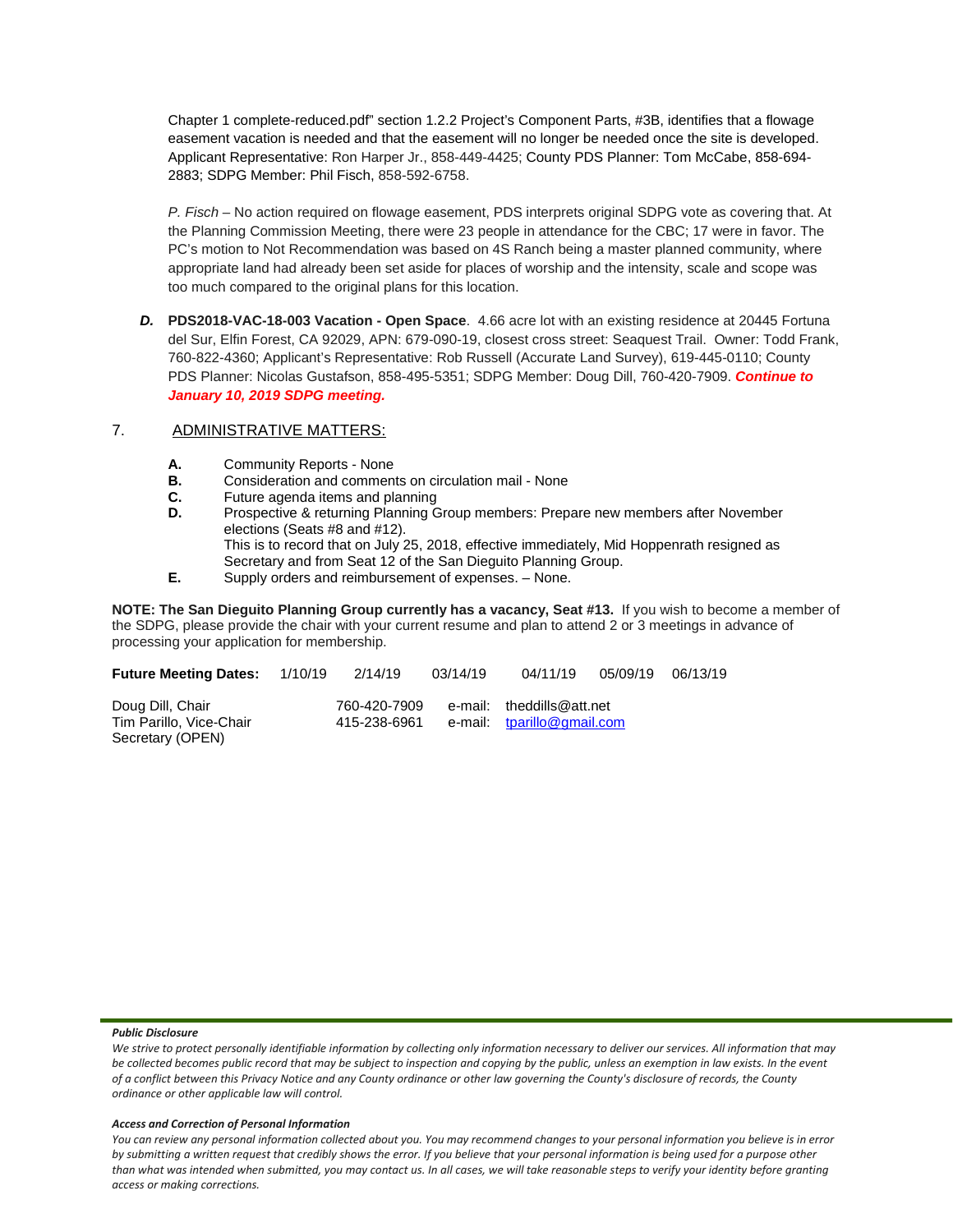Chapter 1 complete-reduced.pdf" section 1.2.2 Project's Component Parts, #3B, identifies that a flowage easement vacation is needed and that the easement will no longer be needed once the site is developed. Applicant Representative: Ron Harper Jr., 858-449-4425; County PDS Planner: Tom McCabe, 858-694-2883; SDPG Member: Phil Fisch, 858-592-6758.

*P. Fisch* – No action required on flowage easement, PDS interprets original SDPG vote as covering that. At the Planning Commission Meeting, there were 23 people in attendance for the CBC; 17 were in favor. The PC's motion to Not Recommendation was based on 4S Ranch being a master planned community, where appropriate land had already been set aside for places of worship and the intensity, scale and scope was too much compared to the original plans for this location.

***D.*** **PDS2018-VAC-18-003 Vacation - Open Space**. 4.66 acre lot with an existing residence at 20445 Fortuna del Sur, Elfin Forest, CA 92029, APN: 679-090-19, closest cross street: Seaquest Trail. Owner: Todd Frank, 760-822-4360; Applicant's Representative: Rob Russell (Accurate Land Survey), 619-445-0110; County PDS Planner: Nicolas Gustafson, 858-495-5351; SDPG Member: Doug Dill, 760-420-7909. ***Continue to January 10, 2019 SDPG meeting.***

## 7. ADMINISTRATIVE MATTERS:

- **A.** Community Reports - None
- **B.** Consideration and comments on circulation mail - None
- **C.** Future agenda items and planning
- **D.** Prospective & returning Planning Group members: Prepare new members after November elections (Seats #8 and #12).
  This is to record that on July 25, 2018, effective immediately, Mid Hoppenrath resigned as Secretary and from Seat 12 of the San Dieguito Planning Group.
- **E.** Supply orders and reimbursement of expenses. – None.

**NOTE: The San Dieguito Planning Group currently has a vacancy, Seat #13.** If you wish to become a member of the SDPG, please provide the chair with your current resume and plan to attend 2 or 3 meetings in advance of processing your application for membership.

**Future Meeting Dates:** 1/10/19 2/14/19 03/14/19 04/11/19 05/09/19 06/13/19

Doug Dill, Chair 760-420-7909 e-mail: theddills@att.net
Tim Parillo, Vice-Chair 415-238-6961 e-mail: tparillo@gmail.com
Secretary (OPEN)

***Public Disclosure***

*We strive to protect personally identifiable information by collecting only information necessary to deliver our services. All information that may be collected becomes public record that may be subject to inspection and copying by the public, unless an exemption in law exists. In the event of a conflict between this Privacy Notice and any County ordinance or other law governing the County's disclosure of records, the County ordinance or other applicable law will control.*

***Access and Correction of Personal Information***

*You can review any personal information collected about you. You may recommend changes to your personal information you believe is in error by submitting a written request that credibly shows the error. If you believe that your personal information is being used for a purpose other than what was intended when submitted, you may contact us. In all cases, we will take reasonable steps to verify your identity before granting access or making corrections.*